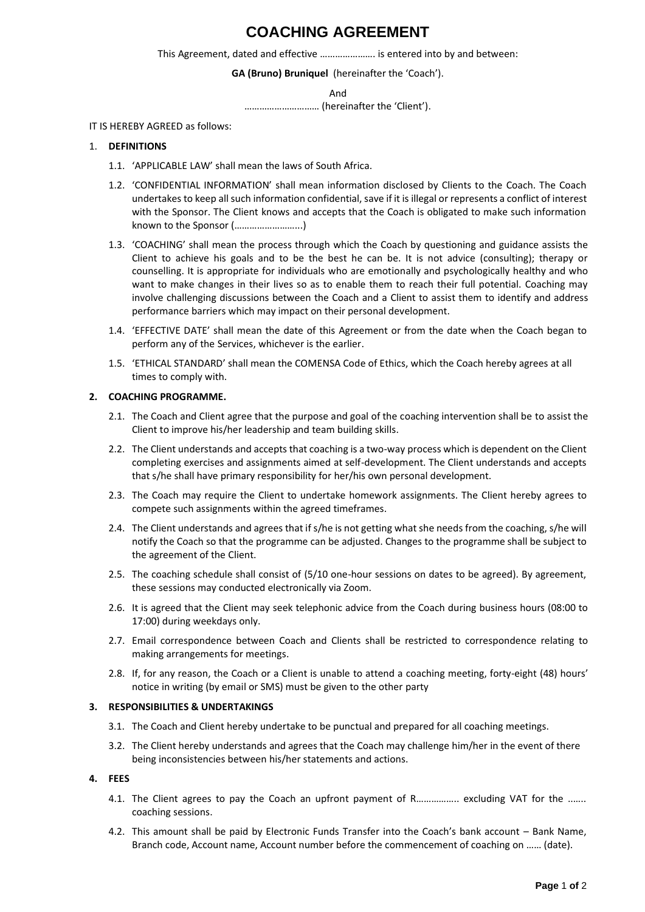# COACHING AGREEMENT

This Agreement, dated and effective …………………. is entered into by and between:

**GA (Bruno) Bruniquel** (hereinafter the 'Coach').

And

………………………… (hereinafter the 'Client').

IT IS HEREBY AGREED as follows:

1. **DEFINITIONS**

   1.1. 'APPLICABLE LAW' shall mean the laws of South Africa.

   1.2. 'CONFIDENTIAL INFORMATION' shall mean information disclosed by Clients to the Coach. The Coach undertakes to keep all such information confidential, save if it is illegal or represents a conflict of interest with the Sponsor. The Client knows and accepts that the Coach is obligated to make such information known to the Sponsor (……………………..)

   1.3. 'COACHING' shall mean the process through which the Coach by questioning and guidance assists the Client to achieve his goals and to be the best he can be. It is not advice (consulting); therapy or counselling. It is appropriate for individuals who are emotionally and psychologically healthy and who want to make changes in their lives so as to enable them to reach their full potential. Coaching may involve challenging discussions between the Coach and a Client to assist them to identify and address performance barriers which may impact on their personal development.

   1.4. 'EFFECTIVE DATE' shall mean the date of this Agreement or from the date when the Coach began to perform any of the Services, whichever is the earlier.

   1.5. 'ETHICAL STANDARD' shall mean the COMENSA Code of Ethics, which the Coach hereby agrees at all times to comply with.

2. **COACHING PROGRAMME.**

   2.1. The Coach and Client agree that the purpose and goal of the coaching intervention shall be to assist the Client to improve his/her leadership and team building skills.

   2.2. The Client understands and accepts that coaching is a two-way process which is dependent on the Client completing exercises and assignments aimed at self-development. The Client understands and accepts that s/he shall have primary responsibility for her/his own personal development.

   2.3. The Coach may require the Client to undertake homework assignments. The Client hereby agrees to compete such assignments within the agreed timeframes.

   2.4. The Client understands and agrees that if s/he is not getting what she needs from the coaching, s/he will notify the Coach so that the programme can be adjusted. Changes to the programme shall be subject to the agreement of the Client.

   2.5. The coaching schedule shall consist of (5/10 one-hour sessions on dates to be agreed). By agreement, these sessions may conducted electronically via Zoom.

   2.6. It is agreed that the Client may seek telephonic advice from the Coach during business hours (08:00 to 17:00) during weekdays only.

   2.7. Email correspondence between Coach and Clients shall be restricted to correspondence relating to making arrangements for meetings.

   2.8. If, for any reason, the Coach or a Client is unable to attend a coaching meeting, forty-eight (48) hours' notice in writing (by email or SMS) must be given to the other party

3. **RESPONSIBILITIES & UNDERTAKINGS**

   3.1. The Coach and Client hereby undertake to be punctual and prepared for all coaching meetings.

   3.2. The Client hereby understands and agrees that the Coach may challenge him/her in the event of there being inconsistencies between his/her statements and actions.

4. **FEES**

   4.1. The Client agrees to pay the Coach an upfront payment of R…………….. excluding VAT for the ……. coaching sessions.

   4.2. This amount shall be paid by Electronic Funds Transfer into the Coach's bank account – Bank Name, Branch code, Account name, Account number before the commencement of coaching on …… (date).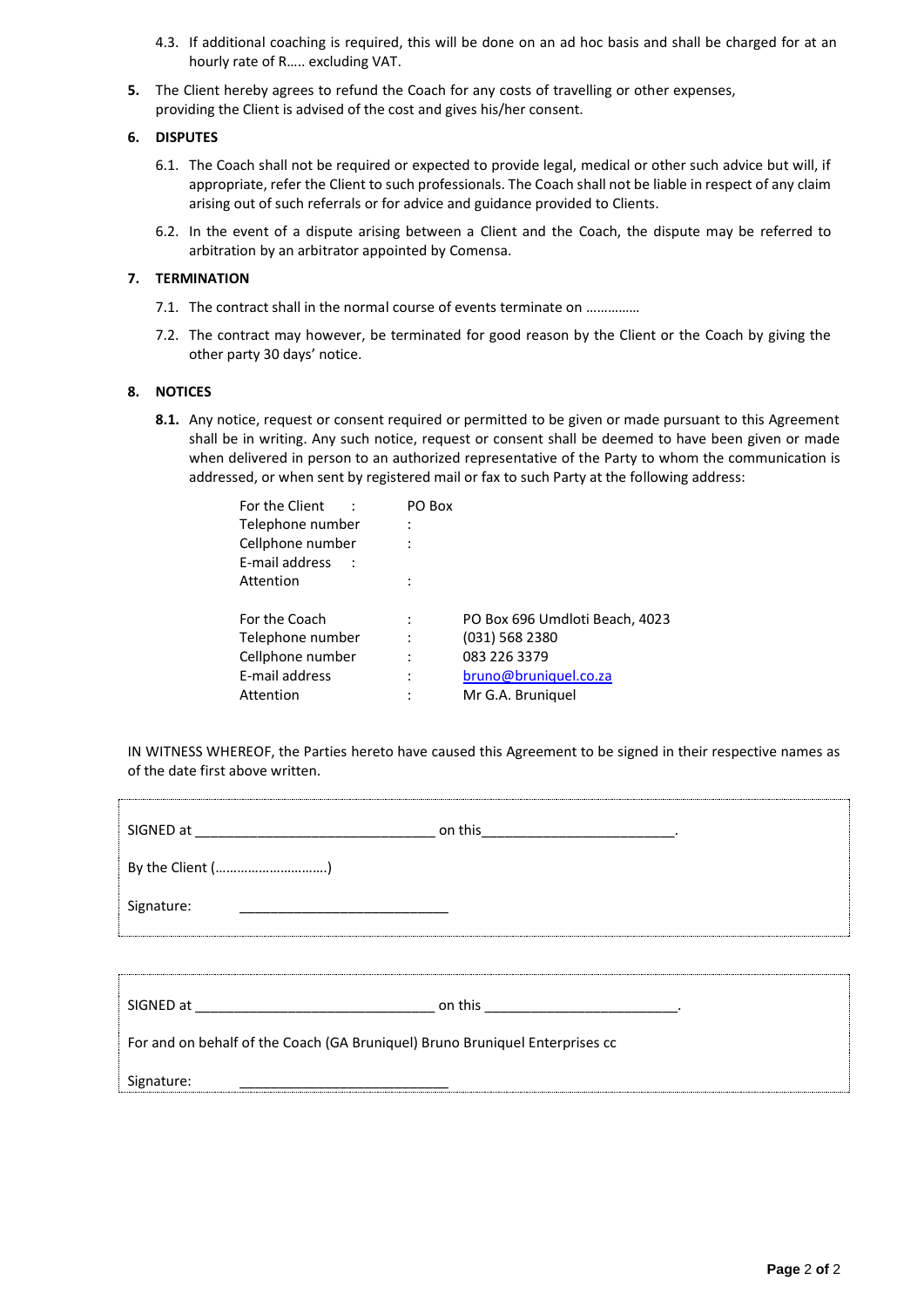4.3. If additional coaching is required, this will be done on an ad hoc basis and shall be charged for at an hourly rate of R….. excluding VAT.

**5.** The Client hereby agrees to refund the Coach for any costs of travelling or other expenses, providing the Client is advised of the cost and gives his/her consent.

**6. DISPUTES**

6.1. The Coach shall not be required or expected to provide legal, medical or other such advice but will, if appropriate, refer the Client to such professionals. The Coach shall not be liable in respect of any claim arising out of such referrals or for advice and guidance provided to Clients.

6.2. In the event of a dispute arising between a Client and the Coach, the dispute may be referred to arbitration by an arbitrator appointed by Comensa.

**7. TERMINATION**

7.1. The contract shall in the normal course of events terminate on ……………

7.2. The contract may however, be terminated for good reason by the Client or the Coach by giving the other party 30 days' notice.

**8. NOTICES**

**8.1.** Any notice, request or consent required or permitted to be given or made pursuant to this Agreement shall be in writing. Any such notice, request or consent shall be deemed to have been given or made when delivered in person to an authorized representative of the Party to whom the communication is addressed, or when sent by registered mail or fax to such Party at the following address:

| | | |
|---|---|---|
| For the Client | : | PO Box |
| Telephone number | : | |
| Cellphone number | : | |
| E-mail address | : | |
| Attention | : | |
| | | |
| For the Coach | : | PO Box 696 Umdloti Beach, 4023 |
| Telephone number | : | (031) 568 2380 |
| Cellphone number | : | 083 226 3379 |
| E-mail address | : | bruno@bruniquel.co.za |
| Attention | : | Mr G.A. Bruniquel |

IN WITNESS WHEREOF, the Parties hereto have caused this Agreement to be signed in their respective names as of the date first above written.

SIGNED at ______________________________ on this________________________.

By the Client (…………………………)

Signature: __________________________

SIGNED at ______________________________ on this ________________________.

For and on behalf of the Coach (GA Bruniquel) Bruno Bruniquel Enterprises cc

Signature: __________________________